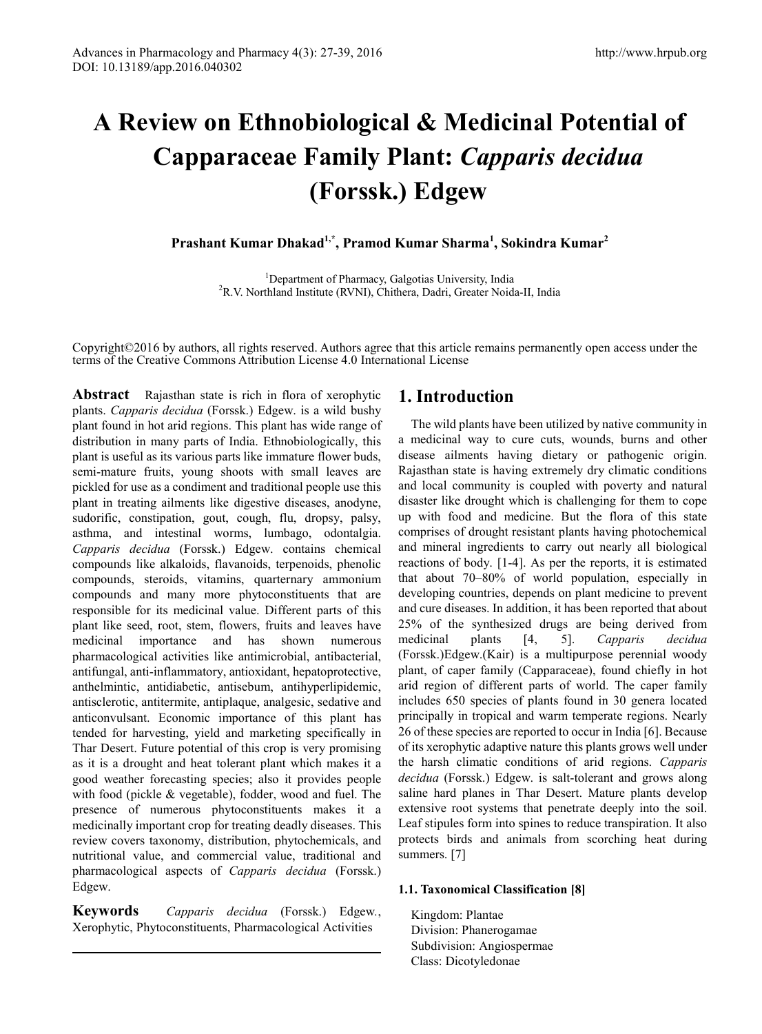# A Review on Ethnobiological & Medicinal Potential of Capparaceae Family Plant: *Capparis decidua* (Forssk.) Edgew

**Prashant Kumar Dhakad[1,*], Pramod Kumar Sharma[1], Sokindra Kumar[2]**

[1]Department of Pharmacy, Galgotias University, India
[2]R.V. Northland Institute (RVNI), Chithera, Dadri, Greater Noida-II, India

Copyright©2016 by authors, all rights reserved. Authors agree that this article remains permanently open access under the terms of the Creative Commons Attribution License 4.0 International License

**Abstract** Rajasthan state is rich in flora of xerophytic plants. *Capparis decidua* (Forssk.) Edgew. is a wild bushy plant found in hot arid regions. This plant has wide range of distribution in many parts of India. Ethnobiologically, this plant is useful as its various parts like immature flower buds, semi-mature fruits, young shoots with small leaves are pickled for use as a condiment and traditional people use this plant in treating ailments like digestive diseases, anodyne, sudorific, constipation, gout, cough, flu, dropsy, palsy, asthma, and intestinal worms, lumbago, odontalgia. *Capparis decidua* (Forssk.) Edgew. contains chemical compounds like alkaloids, flavanoids, terpenoids, phenolic compounds, steroids, vitamins, quarternary ammonium compounds and many more phytoconstituents that are responsible for its medicinal value. Different parts of this plant like seed, root, stem, flowers, fruits and leaves have medicinal importance and has shown numerous pharmacological activities like antimicrobial, antibacterial, antifungal, anti-inflammatory, antioxidant, hepatoprotective, anthelmintic, antidiabetic, antisebum, antihyperlipidemic, antisclerotic, antitermite, antiplaque, analgesic, sedative and anticonvulsant. Economic importance of this plant has tended for harvesting, yield and marketing specifically in Thar Desert. Future potential of this crop is very promising as it is a drought and heat tolerant plant which makes it a good weather forecasting species; also it provides people with food (pickle & vegetable), fodder, wood and fuel. The presence of numerous phytoconstituents makes it a medicinally important crop for treating deadly diseases. This review covers taxonomy, distribution, phytochemicals, and nutritional value, and commercial value, traditional and pharmacological aspects of *Capparis decidua* (Forssk.) Edgew.

**Keywords** *Capparis decidua* (Forssk.) Edgew., Xerophytic, Phytoconstituents, Pharmacological Activities

## 1. Introduction

The wild plants have been utilized by native community in a medicinal way to cure cuts, wounds, burns and other disease ailments having dietary or pathogenic origin. Rajasthan state is having extremely dry climatic conditions and local community is coupled with poverty and natural disaster like drought which is challenging for them to cope up with food and medicine. But the flora of this state comprises of drought resistant plants having photochemical and mineral ingredients to carry out nearly all biological reactions of body. [1-4]. As per the reports, it is estimated that about 70–80% of world population, especially in developing countries, depends on plant medicine to prevent and cure diseases. In addition, it has been reported that about 25% of the synthesized drugs are being derived from medicinal plants [4, 5]. *Capparis decidua* (Forssk.)Edgew.(Kair) is a multipurpose perennial woody plant, of caper family (Capparaceae), found chiefly in hot arid region of different parts of world. The caper family includes 650 species of plants found in 30 genera located principally in tropical and warm temperate regions. Nearly 26 of these species are reported to occur in India [6]. Because of its xerophytic adaptive nature this plants grows well under the harsh climatic conditions of arid regions. *Capparis decidua* (Forssk.) Edgew. is salt-tolerant and grows along saline hard planes in Thar Desert. Mature plants develop extensive root systems that penetrate deeply into the soil. Leaf stipules form into spines to reduce transpiration. It also protects birds and animals from scorching heat during summers. [7]

### 1.1. Taxonomical Classification [8]

Kingdom: Plantae
Division: Phanerogamae
Subdivision: Angiospermae
Class: Dicotyledonae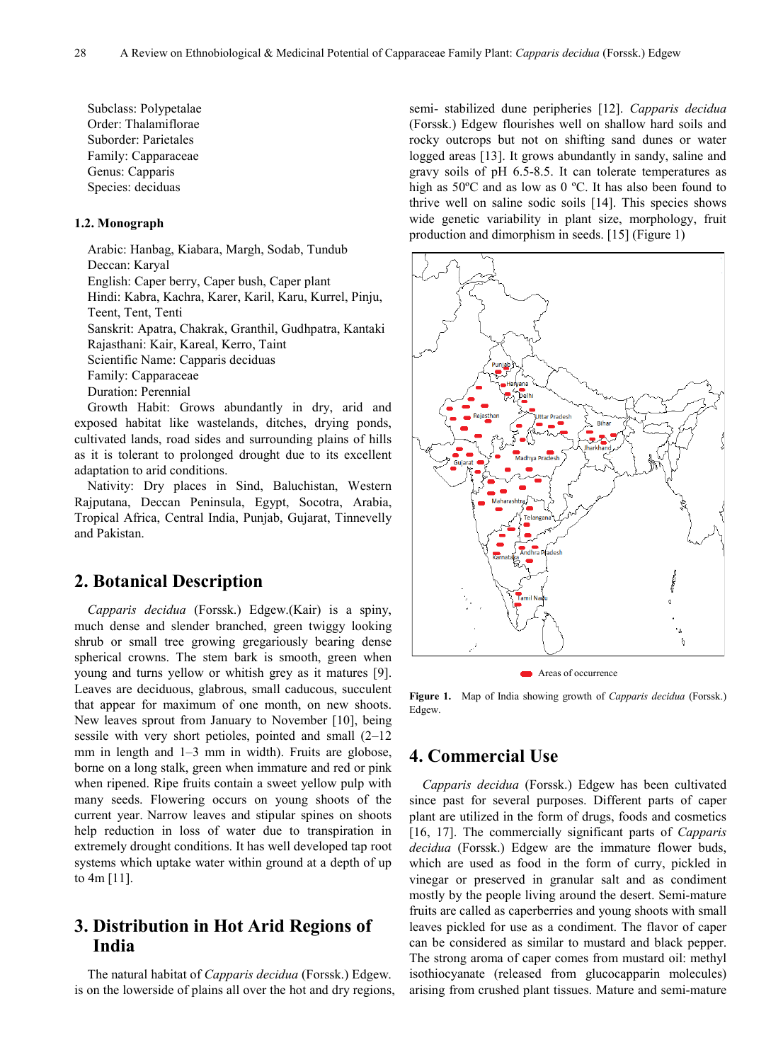Subclass: Polypetalae
Order: Thalamiflorae
Suborder: Parietales
Family: Capparaceae
Genus: Capparis
Species: deciduas

### 1.2. Monograph

Arabic: Hanbag, Kiabara, Margh, Sodab, Tundub
Deccan: Karyal
English: Caper berry, Caper bush, Caper plant
Hindi: Kabra, Kachra, Karer, Karil, Karu, Kurrel, Pinju, Teent, Tent, Tenti
Sanskrit: Apatra, Chakrak, Granthil, Gudhpatra, Kantaki
Rajasthani: Kair, Kareal, Kerro, Taint
Scientific Name: Capparis deciduas
Family: Capparaceae
Duration: Perennial

Growth Habit: Grows abundantly in dry, arid and exposed habitat like wastelands, ditches, drying ponds, cultivated lands, road sides and surrounding plains of hills as it is tolerant to prolonged drought due to its excellent adaptation to arid conditions.

Nativity: Dry places in Sind, Baluchistan, Western Rajputana, Deccan Peninsula, Egypt, Socotra, Arabia, Tropical Africa, Central India, Punjab, Gujarat, Tinnevelly and Pakistan.

## 2. Botanical Description

*Capparis decidua* (Forssk.) Edgew.(Kair) is a spiny, much dense and slender branched, green twiggy looking shrub or small tree growing gregariously bearing dense spherical crowns. The stem bark is smooth, green when young and turns yellow or whitish grey as it matures [9]. Leaves are deciduous, glabrous, small caducous, succulent that appear for maximum of one month, on new shoots. New leaves sprout from January to November [10], being sessile with very short petioles, pointed and small (2–12 mm in length and 1–3 mm in width). Fruits are globose, borne on a long stalk, green when immature and red or pink when ripened. Ripe fruits contain a sweet yellow pulp with many seeds. Flowering occurs on young shoots of the current year. Narrow leaves and stipular spines on shoots help reduction in loss of water due to transpiration in extremely drought conditions. It has well developed tap root systems which uptake water within ground at a depth of up to 4m [11].

## 3. Distribution in Hot Arid Regions of India

The natural habitat of *Capparis decidua* (Forssk.) Edgew. is on the lowerside of plains all over the hot and dry regions, semi- stabilized dune peripheries [12]. *Capparis decidua* (Forssk.) Edgew flourishes well on shallow hard soils and rocky outcrops but not on shifting sand dunes or water logged areas [13]. It grows abundantly in sandy, saline and gravy soils of pH 6.5-8.5. It can tolerate temperatures as high as 50ºC and as low as 0 ºC. It has also been found to thrive well on saline sodic soils [14]. This species shows wide genetic variability in plant size, morphology, fruit production and dimorphism in seeds. [15] (Figure 1)

Areas of occurrence

**Figure 1.** Map of India showing growth of *Capparis decidua* (Forssk.) Edgew.

## 4. Commercial Use

*Capparis decidua* (Forssk.) Edgew has been cultivated since past for several purposes. Different parts of caper plant are utilized in the form of drugs, foods and cosmetics [16, 17]. The commercially significant parts of *Capparis decidua* (Forssk.) Edgew are the immature flower buds, which are used as food in the form of curry, pickled in vinegar or preserved in granular salt and as condiment mostly by the people living around the desert. Semi-mature fruits are called as caperberries and young shoots with small leaves pickled for use as a condiment. The flavor of caper can be considered as similar to mustard and black pepper. The strong aroma of caper comes from mustard oil: methyl isothiocyanate (released from glucocapparin molecules) arising from crushed plant tissues. Mature and semi-mature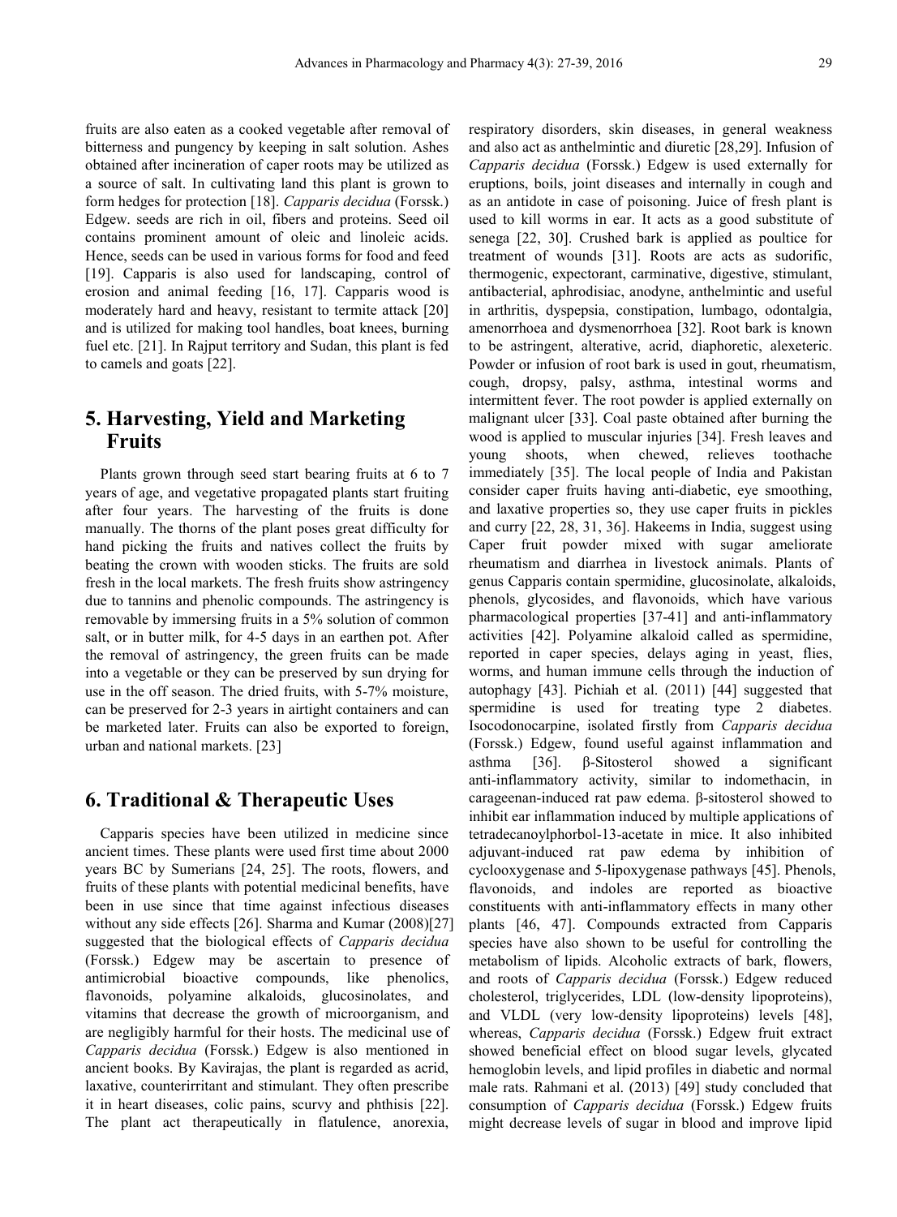fruits are also eaten as a cooked vegetable after removal of bitterness and pungency by keeping in salt solution. Ashes obtained after incineration of caper roots may be utilized as a source of salt. In cultivating land this plant is grown to form hedges for protection [18]. *Capparis decidua* (Forssk.) Edgew. seeds are rich in oil, fibers and proteins. Seed oil contains prominent amount of oleic and linoleic acids. Hence, seeds can be used in various forms for food and feed [19]. Capparis is also used for landscaping, control of erosion and animal feeding [16, 17]. Capparis wood is moderately hard and heavy, resistant to termite attack [20] and is utilized for making tool handles, boat knees, burning fuel etc. [21]. In Rajput territory and Sudan, this plant is fed to camels and goats [22].

## 5. Harvesting, Yield and Marketing Fruits

Plants grown through seed start bearing fruits at 6 to 7 years of age, and vegetative propagated plants start fruiting after four years. The harvesting of the fruits is done manually. The thorns of the plant poses great difficulty for hand picking the fruits and natives collect the fruits by beating the crown with wooden sticks. The fruits are sold fresh in the local markets. The fresh fruits show astringency due to tannins and phenolic compounds. The astringency is removable by immersing fruits in a 5% solution of common salt, or in butter milk, for 4-5 days in an earthen pot. After the removal of astringency, the green fruits can be made into a vegetable or they can be preserved by sun drying for use in the off season. The dried fruits, with 5-7% moisture, can be preserved for 2-3 years in airtight containers and can be marketed later. Fruits can also be exported to foreign, urban and national markets. [23]

## 6. Traditional & Therapeutic Uses

Capparis species have been utilized in medicine since ancient times. These plants were used first time about 2000 years BC by Sumerians [24, 25]. The roots, flowers, and fruits of these plants with potential medicinal benefits, have been in use since that time against infectious diseases without any side effects [26]. Sharma and Kumar (2008)[27] suggested that the biological effects of *Capparis decidua* (Forssk.) Edgew may be ascertain to presence of antimicrobial bioactive compounds, like phenolics, flavonoids, polyamine alkaloids, glucosinolates, and vitamins that decrease the growth of microorganism, and are negligibly harmful for their hosts. The medicinal use of *Capparis decidua* (Forssk.) Edgew is also mentioned in ancient books. By Kavirajas, the plant is regarded as acrid, laxative, counterirritant and stimulant. They often prescribe it in heart diseases, colic pains, scurvy and phthisis [22]. The plant act therapeutically in flatulence, anorexia, respiratory disorders, skin diseases, in general weakness and also act as anthelmintic and diuretic [28,29]. Infusion of *Capparis decidua* (Forssk.) Edgew is used externally for eruptions, boils, joint diseases and internally in cough and as an antidote in case of poisoning. Juice of fresh plant is used to kill worms in ear. It acts as a good substitute of senega [22, 30]. Crushed bark is applied as poultice for treatment of wounds [31]. Roots are acts as sudorific, thermogenic, expectorant, carminative, digestive, stimulant, antibacterial, aphrodisiac, anodyne, anthelmintic and useful in arthritis, dyspepsia, constipation, lumbago, odontalgia, amenorrhoea and dysmenorrhoea [32]. Root bark is known to be astringent, alterative, acrid, diaphoretic, alexeteric. Powder or infusion of root bark is used in gout, rheumatism, cough, dropsy, palsy, asthma, intestinal worms and intermittent fever. The root powder is applied externally on malignant ulcer [33]. Coal paste obtained after burning the wood is applied to muscular injuries [34]. Fresh leaves and young shoots, when chewed, relieves toothache immediately [35]. The local people of India and Pakistan consider caper fruits having anti-diabetic, eye smoothing, and laxative properties so, they use caper fruits in pickles and curry [22, 28, 31, 36]. Hakeems in India, suggest using Caper fruit powder mixed with sugar ameliorate rheumatism and diarrhea in livestock animals. Plants of genus Capparis contain spermidine, glucosinolate, alkaloids, phenols, glycosides, and flavonoids, which have various pharmacological properties [37-41] and anti-inflammatory activities [42]. Polyamine alkaloid called as spermidine, reported in caper species, delays aging in yeast, flies, worms, and human immune cells through the induction of autophagy [43]. Pichiah et al. (2011) [44] suggested that spermidine is used for treating type 2 diabetes. Isocodonocarpine, isolated firstly from *Capparis decidua* (Forssk.) Edgew, found useful against inflammation and asthma [36]. β-Sitosterol showed a significant anti-inflammatory activity, similar to indomethacin, in carageenan-induced rat paw edema. β-sitosterol showed to inhibit ear inflammation induced by multiple applications of tetradecanoylphorbol-13-acetate in mice. It also inhibited adjuvant-induced rat paw edema by inhibition of cyclooxygenase and 5-lipoxygenase pathways [45]. Phenols, flavonoids, and indoles are reported as bioactive constituents with anti-inflammatory effects in many other plants [46, 47]. Compounds extracted from Capparis species have also shown to be useful for controlling the metabolism of lipids. Alcoholic extracts of bark, flowers, and roots of *Capparis decidua* (Forssk.) Edgew reduced cholesterol, triglycerides, LDL (low-density lipoproteins), and VLDL (very low-density lipoproteins) levels [48], whereas, *Capparis decidua* (Forssk.) Edgew fruit extract showed beneficial effect on blood sugar levels, glycated hemoglobin levels, and lipid profiles in diabetic and normal male rats. Rahmani et al. (2013) [49] study concluded that consumption of *Capparis decidua* (Forssk.) Edgew fruits might decrease levels of sugar in blood and improve lipid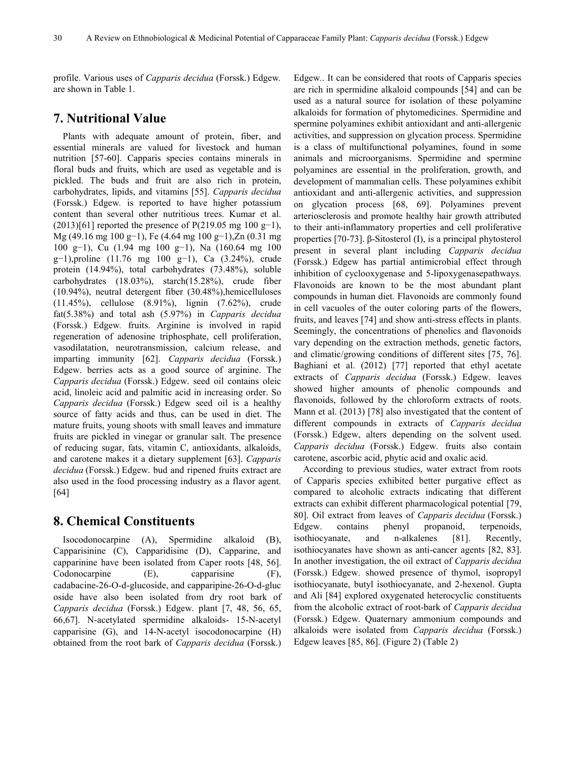profile. Various uses of *Capparis decidua* (Forssk.) Edgew. are shown in Table 1.

## 7. Nutritional Value

Plants with adequate amount of protein, fiber, and essential minerals are valued for livestock and human nutrition [57-60]. Capparis species contains minerals in floral buds and fruits, which are used as vegetable and is pickled. The buds and fruit are also rich in protein, carbohydrates, lipids, and vitamins [55]. *Capparis decidua* (Forssk.) Edgew. is reported to have higher potassium content than several other nutritious trees. Kumar et al. (2013)[61] reported the presence of P(219.05 mg 100 g−1), Mg (49.16 mg 100 g−1), Fe (4.64 mg 100 g−1),Zn (0.31 mg 100 g−1), Cu (1.94 mg 100 g−1), Na (160.64 mg 100 g−1),proline (11.76 mg 100 g−1), Ca (3.24%), crude protein (14.94%), total carbohydrates (73.48%), soluble carbohydrates (18.03%), starch(15.28%), crude fiber (10.94%), neutral detergent fiber (30.48%),hemicelluloses (11.45%), cellulose (8.91%), lignin (7.62%), crude fat(5.38%) and total ash (5.97%) in *Capparis decidua* (Forssk.) Edgew. fruits. Arginine is involved in rapid regeneration of adenosine triphosphate, cell proliferation, vasodilatation, neurotransmission, calcium release, and imparting immunity [62]. *Capparis decidua* (Forssk.) Edgew. berries acts as a good source of arginine. The *Capparis decidua* (Forssk.) Edgew. seed oil contains oleic acid, linoleic acid and palmitic acid in increasing order. So *Capparis decidua* (Forssk.) Edgew seed oil is a healthy source of fatty acids and thus, can be used in diet. The mature fruits, young shoots with small leaves and immature fruits are pickled in vinegar or granular salt. The presence of reducing sugar, fats, vitamin C, antioxidants, alkaloids, and carotene makes it a dietary supplement [63]. *Capparis decidua* (Forssk.) Edgew. bud and ripened fruits extract are also used in the food processing industry as a flavor agent. [64]

## 8. Chemical Constituents

Isocodonocarpine (A), Spermidine alkaloid (B), Capparisinine (C), Capparidisine (D), Capparine, and capparinine have been isolated from Caper roots [48, 56]. Codonocarpine (E), capparisine (F), cadabacine-26-O-d-glucoside, and capparipine-26-O-d-gluc oside have also been isolated from dry root bark of *Capparis decidua* (Forssk.) Edgew. plant [7, 48, 56, 65, 66,67]. N-acetylated spermidine alkaloids- 15-N-acetyl capparisine (G), and 14-N-acetyl isocodonocarpine (H) obtained from the root bark of *Capparis decidua* (Forssk.) Edgew.. It can be considered that roots of Capparis species are rich in spermidine alkaloid compounds [54] and can be used as a natural source for isolation of these polyamine alkaloids for formation of phytomedicines. Spermidine and spermine polyamines exhibit antioxidant and anti-allergenic activities, and suppression on glycation process. Spermidine is a class of multifunctional polyamines, found in some animals and microorganisms. Spermidine and spermine polyamines are essential in the proliferation, growth, and development of mammalian cells. These polyamines exhibit antioxidant and anti-allergenic activities, and suppression on glycation process [68, 69]. Polyamines prevent arteriosclerosis and promote healthy hair growth attributed to their anti-inflammatory properties and cell proliferative properties [70-73]. β-Sitosterol (I), is a principal phytosterol present in several plant including *Capparis decidua* (Forssk.) Edgew has partial antimicrobial effect through inhibition of cyclooxygenase and 5-lipoxygenasepathways. Flavonoids are known to be the most abundant plant compounds in human diet. Flavonoids are commonly found in cell vacuoles of the outer coloring parts of the flowers, fruits, and leaves [74] and show anti-stress effects in plants. Seemingly, the concentrations of phenolics and flavonoids vary depending on the extraction methods, genetic factors, and climatic/growing conditions of different sites [75, 76]. Baghiani et al. (2012) [77] reported that ethyl acetate extracts of *Capparis decidua* (Forssk.) Edgew. leaves showed higher amounts of phenolic compounds and flavonoids, followed by the chloroform extracts of roots. Mann et al. (2013) [78] also investigated that the content of different compounds in extracts of *Capparis decidua* (Forssk.) Edgew, alters depending on the solvent used. *Capparis decidua* (Forssk.) Edgew. fruits also contain carotene, ascorbic acid, phytic acid and oxalic acid.

According to previous studies, water extract from roots of Capparis species exhibited better purgative effect as compared to alcoholic extracts indicating that different extracts can exhibit different pharmacological potential [79, 80]. Oil extract from leaves of *Capparis decidua* (Forssk.) Edgew. contains phenyl propanoid, terpenoids, isothiocyanate, and n-alkalenes [81]. Recently, isothiocyanates have shown as anti-cancer agents [82, 83]. In another investigation, the oil extract of *Capparis decidua* (Forssk.) Edgew. showed presence of thymol, isopropyl isothiocyanate, butyl isothiocyanate, and 2-hexenol. Gupta and Ali [84] explored oxygenated heterocyclic constituents from the alcoholic extract of root-bark of *Capparis decidua* (Forssk.) Edgew. Quaternary ammonium compounds and alkaloids were isolated from *Capparis decidua* (Forssk.) Edgew leaves [85, 86]. (Figure 2) (Table 2)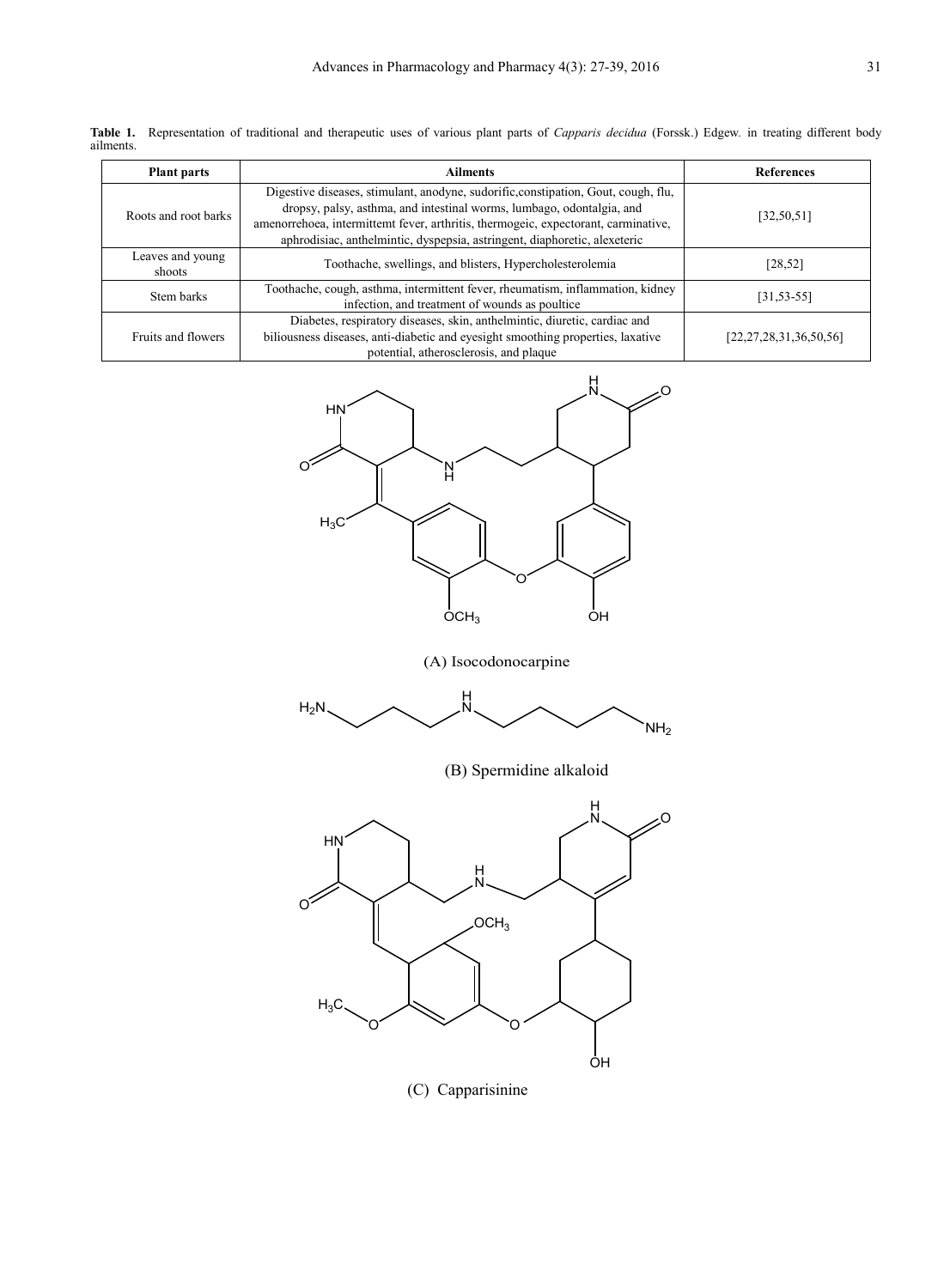**Table 1.** Representation of traditional and therapeutic uses of various plant parts of *Capparis decidua* (Forssk.) Edgew. in treating different body ailments.

| Plant parts | Ailments | References |
|---|---|---|
| Roots and root barks | Digestive diseases, stimulant, anodyne, sudorific,constipation, Gout, cough, flu, dropsy, palsy, asthma, and intestinal worms, lumbago, odontalgia, and amenorrehoea, intermittemt fever, arthritis, thermogeic, expectorant, carminative, aphrodisiac, anthelmintic, dyspepsia, astringent, diaphoretic, alexeteric | [32,50,51] |
| Leaves and young shoots | Toothache, swellings, and blisters, Hypercholesterolemia | [28,52] |
| Stem barks | Toothache, cough, asthma, intermittent fever, rheumatism, inflammation, kidney infection, and treatment of wounds as poultice | [31,53-55] |
| Fruits and flowers | Diabetes, respiratory diseases, skin, anthelmintic, diuretic, cardiac and biliousness diseases, anti-diabetic and eyesight smoothing properties, laxative potential, atherosclerosis, and plaque | [22,27,28,31,36,50,56] |

(A) Isocodonocarpine

(B) Spermidine alkaloid

(C) Capparisinine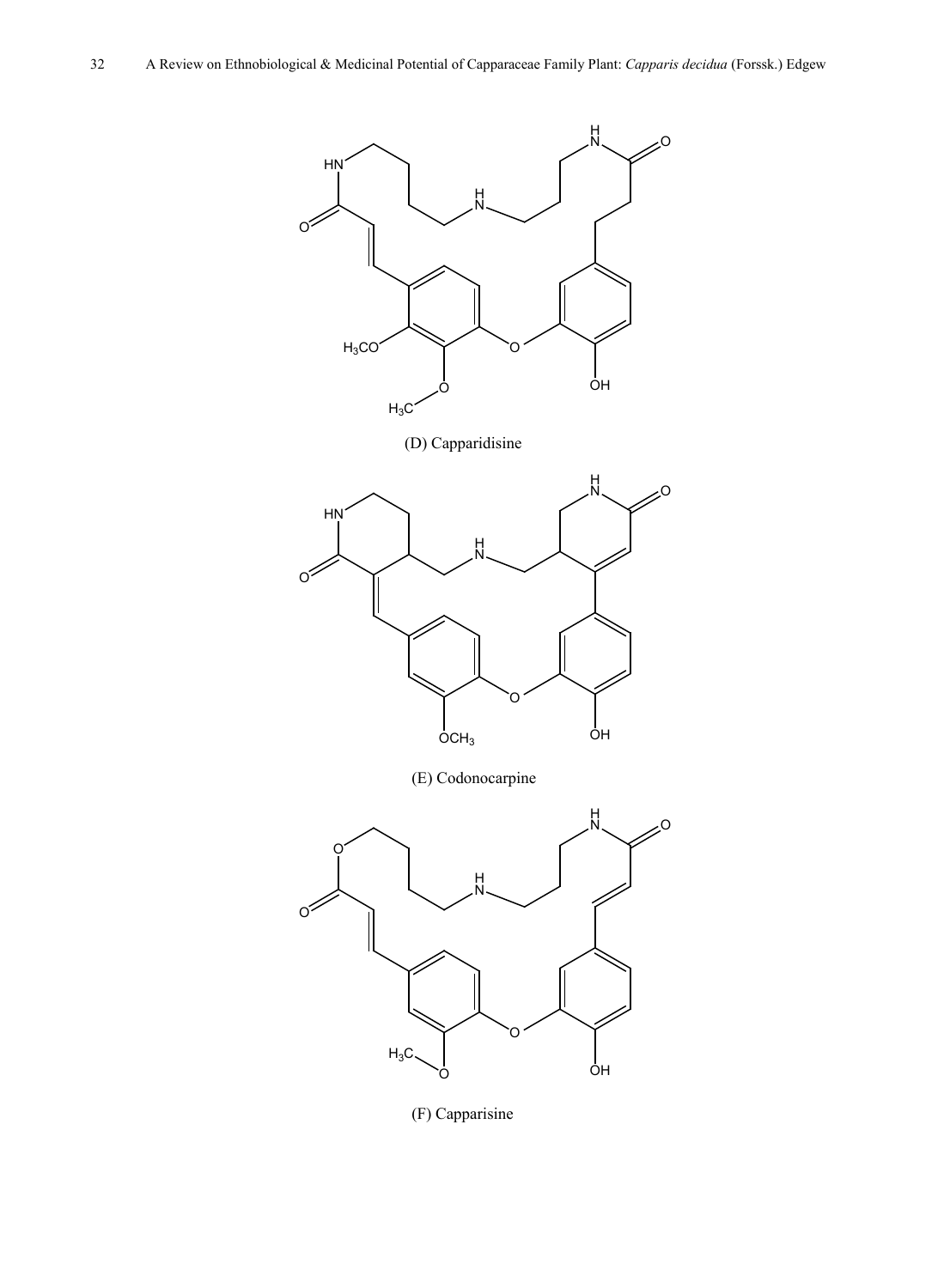(D) Capparidisine

(E) Codonocarpine

(F) Capparisine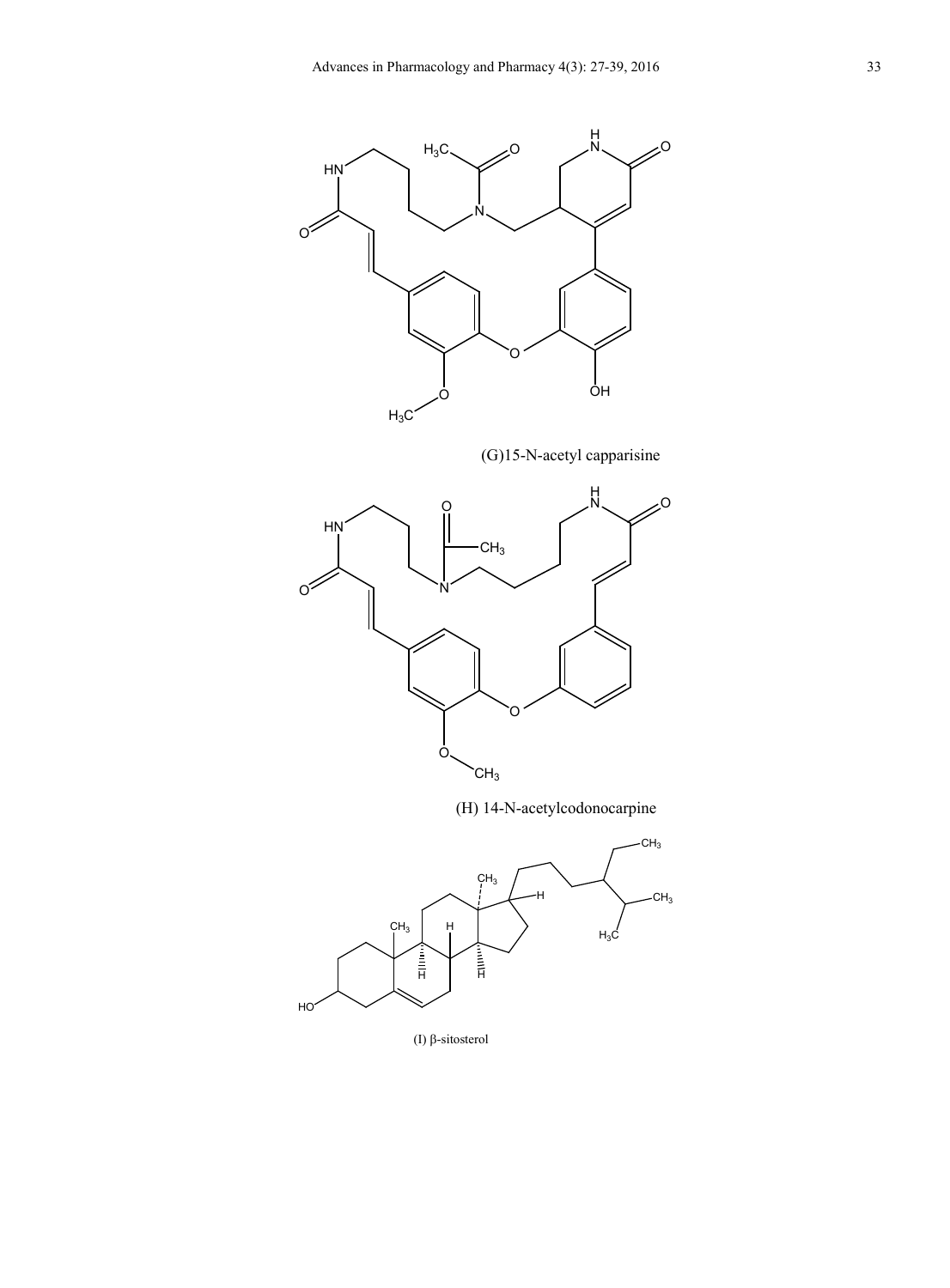(G)15-N-acetyl capparisine

(H) 14-N-acetylcodonocarpine

(I) β-sitosterol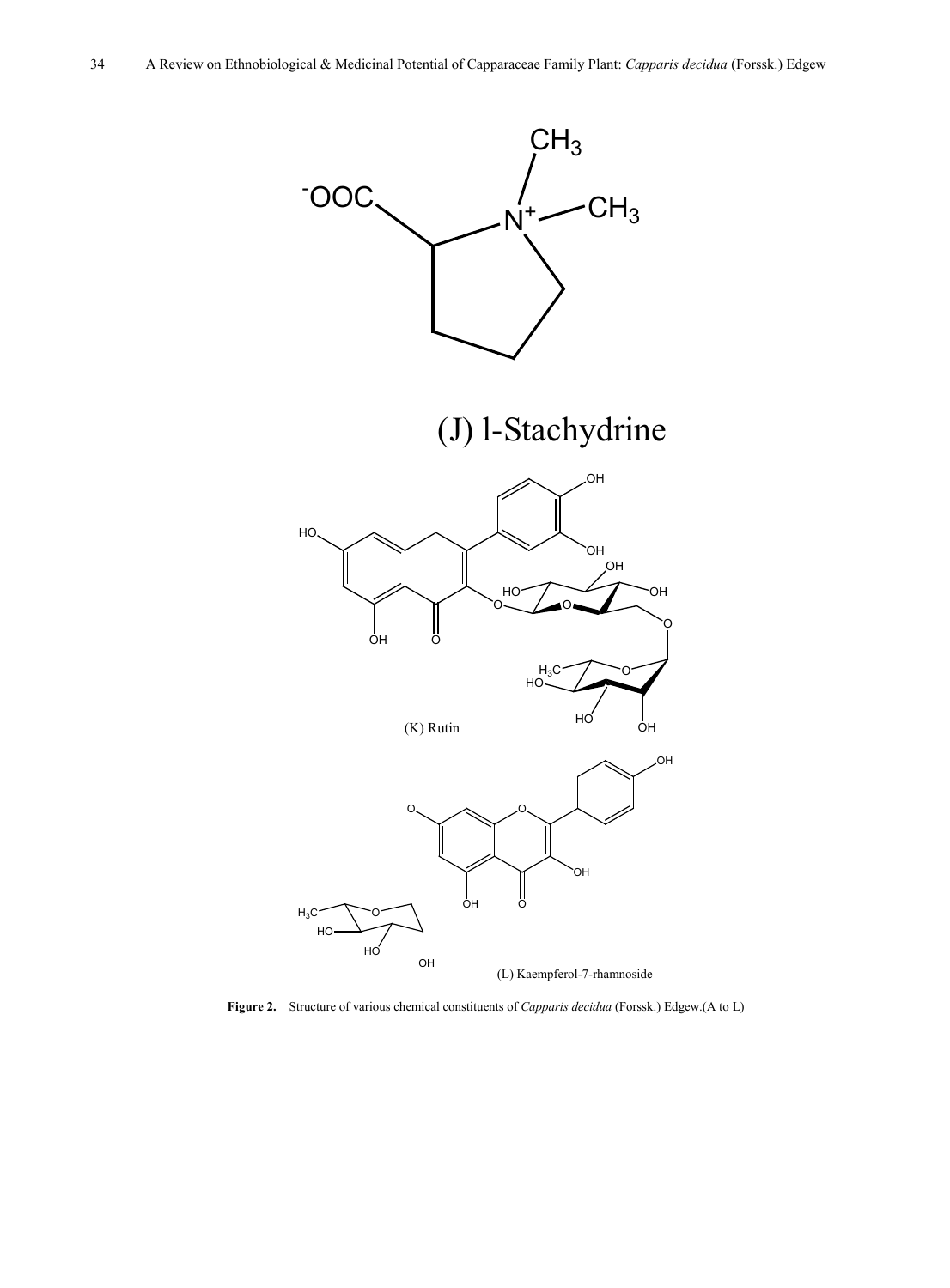(J) l-Stachydrine

(K) Rutin

(L) Kaempferol-7-rhamnoside

**Figure 2.** Structure of various chemical constituents of *Capparis decidua* (Forssk.) Edgew.(A to L)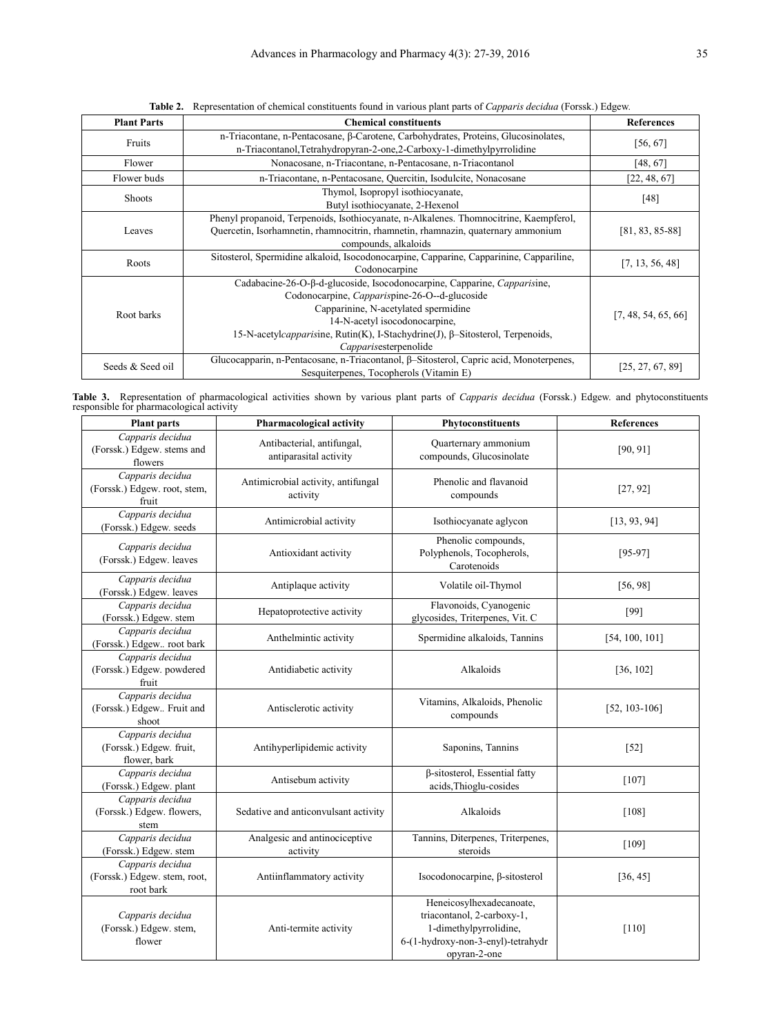**Table 2.** Representation of chemical constituents found in various plant parts of *Capparis decidua* (Forssk.) Edgew.

| Plant Parts | Chemical constituents | References |
|---|---|---|
| Fruits | n-Triacontane, n-Pentacosane, β-Carotene, Carbohydrates, Proteins, Glucosinolates, n-Triacontanol,Tetrahydropyran-2-one,2-Carboxy-1-dimethylpyrrolidine | [56, 67] |
| Flower | Nonacosane, n-Triacontane, n-Pentacosane, n-Triacontanol | [48, 67] |
| Flower buds | n-Triacontane, n-Pentacosane, Quercitin, Isodulcite, Nonacosane | [22, 48, 67] |
| Shoots | Thymol, Isopropyl isothiocyanate, Butyl isothiocyanate, 2-Hexenol | [48] |
| Leaves | Phenyl propanoid, Terpenoids, Isothiocyanate, n-Alkalenes. Thomnocitrine, Kaempferol, Quercetin, Isorhamnetin, rhamnocitrin, rhamnetin, rhamnazin, quaternary ammonium compounds, alkaloids | [81, 83, 85-88] |
| Roots | Sitosterol, Spermidine alkaloid, Isocodonocarpine, Capparine, Capparinine, Cappariline, Codonocarpine | [7, 13, 56, 48] |
| Root barks | Cadabacine-26-O-β-d-glucoside, Isocodonocarpine, Capparine, *Capparis*ine, Codonocarpine, *Capparis*pine-26-O--d-glucoside Capparinine, N-acetylated spermidine 14-N-acetyl isocodonocarpine, 15-N-acetyl*capparis*ine, Rutin(K), I-Stachydrine(J), β–Sitosterol, Terpenoids, *Capparis*esterpenolide | [7, 48, 54, 65, 66] |
| Seeds & Seed oil | Glucocapparin, n-Pentacosane, n-Triacontanol, β–Sitosterol, Capric acid, Monoterpenes, Sesquiterpenes, Tocopherols (Vitamin E) | [25, 27, 67, 89] |

**Table 3.** Representation of pharmacological activities shown by various plant parts of *Capparis decidua* (Forssk.) Edgew. and phytoconstituents responsible for pharmacological activity

| Plant parts | Pharmacological activity | Phytoconstituents | References |
|---|---|---|---|
| *Capparis decidua* (Forssk.) Edgew. stems and flowers | Antibacterial, antifungal, antiparasital activity | Quarternary ammonium compounds, Glucosinolate | [90, 91] |
| *Capparis decidua* (Forssk.) Edgew. root, stem, fruit | Antimicrobial activity, antifungal activity | Phenolic and flavanoid compounds | [27, 92] |
| *Capparis decidua* (Forssk.) Edgew. seeds | Antimicrobial activity | Isothiocyanate aglycon | [13, 93, 94] |
| *Capparis decidua* (Forssk.) Edgew. leaves | Antioxidant activity | Phenolic compounds, Polyphenols, Tocopherols, Carotenoids | [95-97] |
| *Capparis decidua* (Forssk.) Edgew. leaves | Antiplaque activity | Volatile oil-Thymol | [56, 98] |
| *Capparis decidua* (Forssk.) Edgew. stem | Hepatoprotective activity | Flavonoids, Cyanogenic glycosides, Triterpenes, Vit. C | [99] |
| *Capparis decidua* (Forssk.) Edgew.. root bark | Anthelmintic activity | Spermidine alkaloids, Tannins | [54, 100, 101] |
| *Capparis decidua* (Forssk.) Edgew. powdered fruit | Antidiabetic activity | Alkaloids | [36, 102] |
| *Capparis decidua* (Forssk.) Edgew.. Fruit and shoot | Antisclerotic activity | Vitamins, Alkaloids, Phenolic compounds | [52, 103-106] |
| *Capparis decidua* (Forssk.) Edgew. fruit, flower, bark | Antihyperlipidemic activity | Saponins, Tannins | [52] |
| *Capparis decidua* (Forssk.) Edgew. plant | Antisebum activity | β-sitosterol, Essential fatty acids,Thioglu-cosides | [107] |
| *Capparis decidua* (Forssk.) Edgew. flowers, stem | Sedative and anticonvulsant activity | Alkaloids | [108] |
| *Capparis decidua* (Forssk.) Edgew. stem | Analgesic and antinociceptive activity | Tannins, Diterpenes, Triterpenes, steroids | [109] |
| *Capparis decidua* (Forssk.) Edgew. stem, root, root bark | Antiinflammatory activity | Isocodonocarpine, β-sitosterol | [36, 45] |
| *Capparis decidua* (Forssk.) Edgew. stem, flower | Anti-termite activity | Heneicosylhexadecanoate, triacontanol, 2-carboxy-1, 1-dimethylpyrrolidine, 6-(1-hydroxy-non-3-enyl)-tetrahydr opyran-2-one | [110] |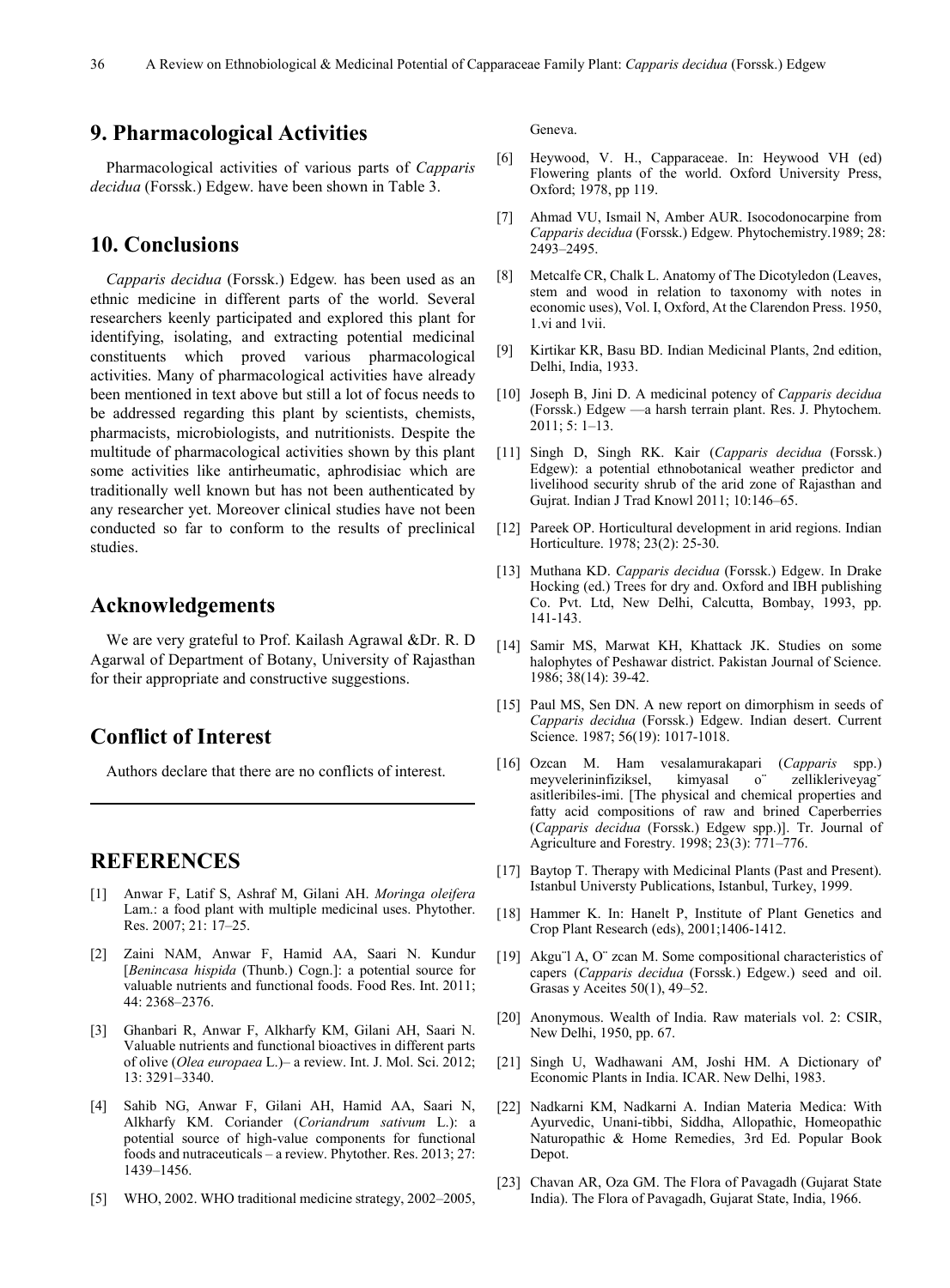## 9. Pharmacological Activities

Pharmacological activities of various parts of *Capparis decidua* (Forssk.) Edgew. have been shown in Table 3.

## 10. Conclusions

*Capparis decidua* (Forssk.) Edgew. has been used as an ethnic medicine in different parts of the world. Several researchers keenly participated and explored this plant for identifying, isolating, and extracting potential medicinal constituents which proved various pharmacological activities. Many of pharmacological activities have already been mentioned in text above but still a lot of focus needs to be addressed regarding this plant by scientists, chemists, pharmacists, microbiologists, and nutritionists. Despite the multitude of pharmacological activities shown by this plant some activities like antirheumatic, aphrodisiac which are traditionally well known but has not been authenticated by any researcher yet. Moreover clinical studies have not been conducted so far to conform to the results of preclinical studies.

## Acknowledgements

We are very grateful to Prof. Kailash Agrawal &Dr. R. D Agarwal of Department of Botany, University of Rajasthan for their appropriate and constructive suggestions.

## Conflict of Interest

Authors declare that there are no conflicts of interest.

## REFERENCES

[1] Anwar F, Latif S, Ashraf M, Gilani AH. *Moringa oleifera* Lam.: a food plant with multiple medicinal uses. Phytother. Res. 2007; 21: 17–25.

[2] Zaini NAM, Anwar F, Hamid AA, Saari N. Kundur [*Benincasa hispida* (Thunb.) Cogn.]: a potential source for valuable nutrients and functional foods. Food Res. Int. 2011; 44: 2368–2376.

[3] Ghanbari R, Anwar F, Alkharfy KM, Gilani AH, Saari N. Valuable nutrients and functional bioactives in different parts of olive (*Olea europaea* L.)– a review. Int. J. Mol. Sci. 2012; 13: 3291–3340.

[4] Sahib NG, Anwar F, Gilani AH, Hamid AA, Saari N, Alkharfy KM. Coriander (*Coriandrum sativum* L.): a potential source of high-value components for functional foods and nutraceuticals – a review. Phytother. Res. 2013; 27: 1439–1456.

[5] WHO, 2002. WHO traditional medicine strategy, 2002–2005, Geneva.

[6] Heywood, V. H., Capparaceae. In: Heywood VH (ed) Flowering plants of the world. Oxford University Press, Oxford; 1978, pp 119.

[7] Ahmad VU, Ismail N, Amber AUR. Isocodonocarpine from *Capparis decidua* (Forssk.) Edgew. Phytochemistry.1989; 28: 2493–2495.

[8] Metcalfe CR, Chalk L. Anatomy of The Dicotyledon (Leaves, stem and wood in relation to taxonomy with notes in economic uses), Vol. I, Oxford, At the Clarendon Press. 1950, 1.vi and 1vii.

[9] Kirtikar KR, Basu BD. Indian Medicinal Plants, 2nd edition, Delhi, India, 1933.

[10] Joseph B, Jini D. A medicinal potency of *Capparis decidua* (Forssk.) Edgew —a harsh terrain plant. Res. J. Phytochem. 2011; 5: 1–13.

[11] Singh D, Singh RK. Kair (*Capparis decidua* (Forssk.) Edgew): a potential ethnobotanical weather predictor and livelihood security shrub of the arid zone of Rajasthan and Gujrat. Indian J Trad Knowl 2011; 10:146–65.

[12] Pareek OP. Horticultural development in arid regions. Indian Horticulture. 1978; 23(2): 25-30.

[13] Muthana KD. *Capparis decidua* (Forssk.) Edgew. In Drake Hocking (ed.) Trees for dry and. Oxford and IBH publishing Co. Pvt. Ltd, New Delhi, Calcutta, Bombay, 1993, pp. 141-143.

[14] Samir MS, Marwat KH, Khattack JK. Studies on some halophytes of Peshawar district. Pakistan Journal of Science. 1986; 38(14): 39-42.

[15] Paul MS, Sen DN. A new report on dimorphism in seeds of *Capparis decidua* (Forssk.) Edgew. Indian desert. Current Science. 1987; 56(19): 1017-1018.

[16] Ozcan M. Ham vesalamurakapari (*Capparis* spp.) meyvelerininfiziksel, kimyasal o¨ zellikleriveyag˘ asitleribiles-imi. [The physical and chemical properties and fatty acid compositions of raw and brined Caperberries (*Capparis decidua* (Forssk.) Edgew spp.)]. Tr. Journal of Agriculture and Forestry. 1998; 23(3): 771–776.

[17] Baytop T. Therapy with Medicinal Plants (Past and Present). Istanbul Universty Publications, Istanbul, Turkey, 1999.

[18] Hammer K. In: Hanelt P, Institute of Plant Genetics and Crop Plant Research (eds), 2001;1406-1412.

[19] Akgu¨l A, O¨ zcan M. Some compositional characteristics of capers (*Capparis decidua* (Forssk.) Edgew.) seed and oil. Grasas y Aceites 50(1), 49–52.

[20] Anonymous. Wealth of India. Raw materials vol. 2: CSIR, New Delhi, 1950, pp. 67.

[21] Singh U, Wadhawani AM, Joshi HM. A Dictionary of' Economic Plants in India. ICAR. New Delhi, 1983.

[22] Nadkarni KM, Nadkarni A. Indian Materia Medica: With Ayurvedic, Unani-tibbi, Siddha, Allopathic, Homeopathic Naturopathic & Home Remedies, 3rd Ed. Popular Book Depot.

[23] Chavan AR, Oza GM. The Flora of Pavagadh (Gujarat State India). The Flora of Pavagadh, Gujarat State, India, 1966.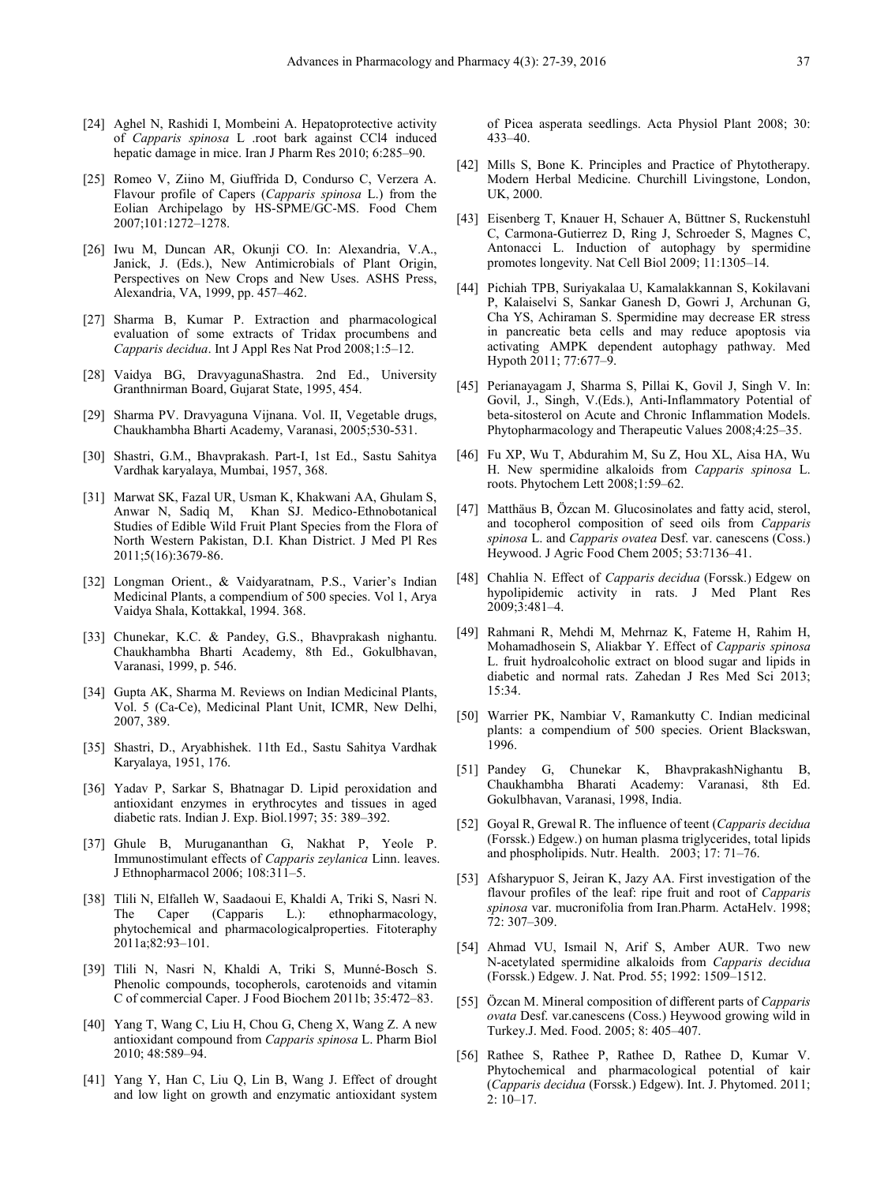[24] Aghel N, Rashidi I, Mombeini A. Hepatoprotective activity of *Capparis spinosa* L .root bark against CCl4 induced hepatic damage in mice. Iran J Pharm Res 2010; 6:285–90.

[25] Romeo V, Ziino M, Giuffrida D, Condurso C, Verzera A. Flavour profile of Capers (*Capparis spinosa* L.) from the Eolian Archipelago by HS-SPME/GC-MS. Food Chem 2007;101:1272–1278.

[26] Iwu M, Duncan AR, Okunji CO. In: Alexandria, V.A., Janick, J. (Eds.), New Antimicrobials of Plant Origin, Perspectives on New Crops and New Uses. ASHS Press, Alexandria, VA, 1999, pp. 457–462.

[27] Sharma B, Kumar P. Extraction and pharmacological evaluation of some extracts of Tridax procumbens and *Capparis decidua*. Int J Appl Res Nat Prod 2008;1:5–12.

[28] Vaidya BG, DravyagunaShastra. 2nd Ed., University Granthnirman Board, Gujarat State, 1995, 454.

[29] Sharma PV. Dravyaguna Vijnana. Vol. II, Vegetable drugs, Chaukhambha Bharti Academy, Varanasi, 2005;530-531.

[30] Shastri, G.M., Bhavprakash. Part-I, 1st Ed., Sastu Sahitya Vardhak karyalaya, Mumbai, 1957, 368.

[31] Marwat SK, Fazal UR, Usman K, Khakwani AA, Ghulam S, Anwar N, Sadiq M, Khan SJ. Medico-Ethnobotanical Studies of Edible Wild Fruit Plant Species from the Flora of North Western Pakistan, D.I. Khan District. J Med Pl Res 2011;5(16):3679-86.

[32] Longman Orient., & Vaidyaratnam, P.S., Varier's Indian Medicinal Plants, a compendium of 500 species. Vol 1, Arya Vaidya Shala, Kottakkal, 1994. 368.

[33] Chunekar, K.C. & Pandey, G.S., Bhavprakash nighantu. Chaukhambha Bharti Academy, 8th Ed., Gokulbhavan, Varanasi, 1999, p. 546.

[34] Gupta AK, Sharma M. Reviews on Indian Medicinal Plants, Vol. 5 (Ca-Ce), Medicinal Plant Unit, ICMR, New Delhi, 2007, 389.

[35] Shastri, D., Aryabhishek. 11th Ed., Sastu Sahitya Vardhak Karyalaya, 1951, 176.

[36] Yadav P, Sarkar S, Bhatnagar D. Lipid peroxidation and antioxidant enzymes in erythrocytes and tissues in aged diabetic rats. Indian J. Exp. Biol.1997; 35: 389–392.

[37] Ghule B, Murugananthan G, Nakhat P, Yeole P. Immunostimulant effects of *Capparis zeylanica* Linn. leaves. J Ethnopharmacol 2006; 108:311–5.

[38] Tlili N, Elfalleh W, Saadaoui E, Khaldi A, Triki S, Nasri N. The Caper (Capparis L.): ethnopharmacology, phytochemical and pharmacologicalproperties. Fitoteraphy 2011a;82:93–101.

[39] Tlili N, Nasri N, Khaldi A, Triki S, Munné-Bosch S. Phenolic compounds, tocopherols, carotenoids and vitamin C of commercial Caper. J Food Biochem 2011b; 35:472–83.

[40] Yang T, Wang C, Liu H, Chou G, Cheng X, Wang Z. A new antioxidant compound from *Capparis spinosa* L. Pharm Biol 2010; 48:589–94.

[41] Yang Y, Han C, Liu Q, Lin B, Wang J. Effect of drought and low light on growth and enzymatic antioxidant system of Picea asperata seedlings. Acta Physiol Plant 2008; 30: 433–40.

[42] Mills S, Bone K. Principles and Practice of Phytotherapy. Modern Herbal Medicine. Churchill Livingstone, London, UK, 2000.

[43] Eisenberg T, Knauer H, Schauer A, Büttner S, Ruckenstuhl C, Carmona-Gutierrez D, Ring J, Schroeder S, Magnes C, Antonacci L. Induction of autophagy by spermidine promotes longevity. Nat Cell Biol 2009; 11:1305–14.

[44] Pichiah TPB, Suriyakalaa U, Kamalakkannan S, Kokilavani P, Kalaiselvi S, Sankar Ganesh D, Gowri J, Archunan G, Cha YS, Achiraman S. Spermidine may decrease ER stress in pancreatic beta cells and may reduce apoptosis via activating AMPK dependent autophagy pathway. Med Hypoth 2011; 77:677–9.

[45] Perianayagam J, Sharma S, Pillai K, Govil J, Singh V. In: Govil, J., Singh, V.(Eds.), Anti-Inflammatory Potential of beta-sitosterol on Acute and Chronic Inflammation Models. Phytopharmacology and Therapeutic Values 2008;4:25–35.

[46] Fu XP, Wu T, Abdurahim M, Su Z, Hou XL, Aisa HA, Wu H. New spermidine alkaloids from *Capparis spinosa* L. roots. Phytochem Lett 2008;1:59–62.

[47] Matthäus B, Özcan M. Glucosinolates and fatty acid, sterol, and tocopherol composition of seed oils from *Capparis spinosa* L. and *Capparis ovatea* Desf. var. canescens (Coss.) Heywood. J Agric Food Chem 2005; 53:7136–41.

[48] Chahlia N. Effect of *Capparis decidua* (Forssk.) Edgew on hypolipidemic activity in rats. J Med Plant Res 2009;3:481–4.

[49] Rahmani R, Mehdi M, Mehrnaz K, Fateme H, Rahim H, Mohamadhosein S, Aliakbar Y. Effect of *Capparis spinosa* L. fruit hydroalcoholic extract on blood sugar and lipids in diabetic and normal rats. Zahedan J Res Med Sci 2013; 15:34.

[50] Warrier PK, Nambiar V, Ramankutty C. Indian medicinal plants: a compendium of 500 species. Orient Blackswan, 1996.

[51] Pandey G, Chunekar K, BhavprakashNighantu B, Chaukhambha Bharati Academy: Varanasi, 8th Ed. Gokulbhavan, Varanasi, 1998, India.

[52] Goyal R, Grewal R. The influence of teent (*Capparis decidua* (Forssk.) Edgew.) on human plasma triglycerides, total lipids and phospholipids. Nutr. Health. 2003; 17: 71–76.

[53] Afsharypuor S, Jeiran K, Jazy AA. First investigation of the flavour profiles of the leaf: ripe fruit and root of *Capparis spinosa* var. mucronifolia from Iran.Pharm. ActaHelv. 1998; 72: 307–309.

[54] Ahmad VU, Ismail N, Arif S, Amber AUR. Two new N-acetylated spermidine alkaloids from *Capparis decidua* (Forssk.) Edgew. J. Nat. Prod. 55; 1992: 1509–1512.

[55] Özcan M. Mineral composition of different parts of *Capparis ovata* Desf. var.canescens (Coss.) Heywood growing wild in Turkey.J. Med. Food. 2005; 8: 405–407.

[56] Rathee S, Rathee P, Rathee D, Rathee D, Kumar V. Phytochemical and pharmacological potential of kair (*Capparis decidua* (Forssk.) Edgew). Int. J. Phytomed. 2011; 2: 10–17.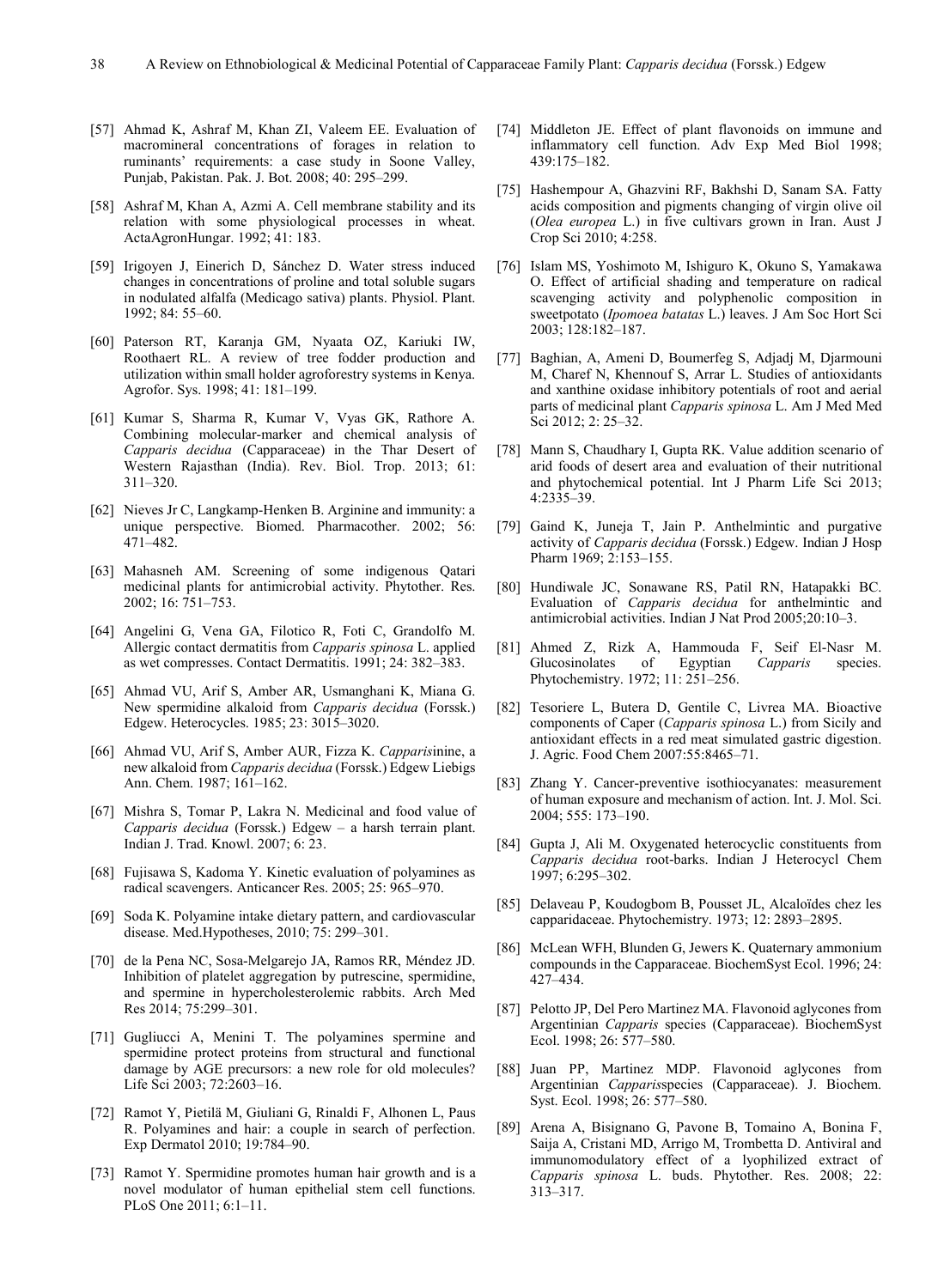[57] Ahmad K, Ashraf M, Khan ZI, Valeem EE. Evaluation of macromineral concentrations of forages in relation to ruminants' requirements: a case study in Soone Valley, Punjab, Pakistan. Pak. J. Bot. 2008; 40: 295–299.

[58] Ashraf M, Khan A, Azmi A. Cell membrane stability and its relation with some physiological processes in wheat. ActaAgronHungar. 1992; 41: 183.

[59] Irigoyen J, Einerich D, Sánchez D. Water stress induced changes in concentrations of proline and total soluble sugars in nodulated alfalfa (Medicago sativa) plants. Physiol. Plant. 1992; 84: 55–60.

[60] Paterson RT, Karanja GM, Nyaata OZ, Kariuki IW, Roothaert RL. A review of tree fodder production and utilization within small holder agroforestry systems in Kenya. Agrofor. Sys. 1998; 41: 181–199.

[61] Kumar S, Sharma R, Kumar V, Vyas GK, Rathore A. Combining molecular-marker and chemical analysis of *Capparis decidua* (Capparaceae) in the Thar Desert of Western Rajasthan (India). Rev. Biol. Trop. 2013; 61: 311–320.

[62] Nieves Jr C, Langkamp-Henken B. Arginine and immunity: a unique perspective. Biomed. Pharmacother. 2002; 56: 471–482.

[63] Mahasneh AM. Screening of some indigenous Qatari medicinal plants for antimicrobial activity. Phytother. Res. 2002; 16: 751–753.

[64] Angelini G, Vena GA, Filotico R, Foti C, Grandolfo M. Allergic contact dermatitis from *Capparis spinosa* L. applied as wet compresses. Contact Dermatitis. 1991; 24: 382–383.

[65] Ahmad VU, Arif S, Amber AR, Usmanghani K, Miana G. New spermidine alkaloid from *Capparis decidua* (Forssk.) Edgew. Heterocycles. 1985; 23: 3015–3020.

[66] Ahmad VU, Arif S, Amber AUR, Fizza K. *Capparis*inine, a new alkaloid from *Capparis decidua* (Forssk.) Edgew Liebigs Ann. Chem. 1987; 161–162.

[67] Mishra S, Tomar P, Lakra N. Medicinal and food value of *Capparis decidua* (Forssk.) Edgew – a harsh terrain plant. Indian J. Trad. Knowl. 2007; 6: 23.

[68] Fujisawa S, Kadoma Y. Kinetic evaluation of polyamines as radical scavengers. Anticancer Res. 2005; 25: 965–970.

[69] Soda K. Polyamine intake dietary pattern, and cardiovascular disease. Med.Hypotheses, 2010; 75: 299–301.

[70] de la Pena NC, Sosa-Melgarejo JA, Ramos RR, Méndez JD. Inhibition of platelet aggregation by putrescine, spermidine, and spermine in hypercholesterolemic rabbits. Arch Med Res 2014; 75:299–301.

[71] Gugliucci A, Menini T. The polyamines spermine and spermidine protect proteins from structural and functional damage by AGE precursors: a new role for old molecules? Life Sci 2003; 72:2603–16.

[72] Ramot Y, Pietilä M, Giuliani G, Rinaldi F, Alhonen L, Paus R. Polyamines and hair: a couple in search of perfection. Exp Dermatol 2010; 19:784–90.

[73] Ramot Y. Spermidine promotes human hair growth and is a novel modulator of human epithelial stem cell functions. PLoS One 2011; 6:1–11.

[74] Middleton JE. Effect of plant flavonoids on immune and inflammatory cell function. Adv Exp Med Biol 1998; 439:175–182.

[75] Hashempour A, Ghazvini RF, Bakhshi D, Sanam SA. Fatty acids composition and pigments changing of virgin olive oil (*Olea europea* L.) in five cultivars grown in Iran. Aust J Crop Sci 2010; 4:258.

[76] Islam MS, Yoshimoto M, Ishiguro K, Okuno S, Yamakawa O. Effect of artificial shading and temperature on radical scavenging activity and polyphenolic composition in sweetpotato (*Ipomoea batatas* L.) leaves. J Am Soc Hort Sci 2003; 128:182–187.

[77] Baghian, A, Ameni D, Boumerfeg S, Adjadj M, Djarmouni M, Charef N, Khennouf S, Arrar L. Studies of antioxidants and xanthine oxidase inhibitory potentials of root and aerial parts of medicinal plant *Capparis spinosa* L. Am J Med Med Sci 2012; 2: 25–32.

[78] Mann S, Chaudhary I, Gupta RK. Value addition scenario of arid foods of desert area and evaluation of their nutritional and phytochemical potential. Int J Pharm Life Sci 2013; 4:2335–39.

[79] Gaind K, Juneja T, Jain P. Anthelmintic and purgative activity of *Capparis decidua* (Forssk.) Edgew. Indian J Hosp Pharm 1969; 2:153–155.

[80] Hundiwale JC, Sonawane RS, Patil RN, Hatapakki BC. Evaluation of *Capparis decidua* for anthelmintic and antimicrobial activities. Indian J Nat Prod 2005;20:10–3.

[81] Ahmed Z, Rizk A, Hammouda F, Seif El-Nasr M. Glucosinolates of Egyptian *Capparis* species. Phytochemistry. 1972; 11: 251–256.

[82] Tesoriere L, Butera D, Gentile C, Livrea MA. Bioactive components of Caper (*Capparis spinosa* L.) from Sicily and antioxidant effects in a red meat simulated gastric digestion. J. Agric. Food Chem 2007:55:8465–71.

[83] Zhang Y. Cancer-preventive isothiocyanates: measurement of human exposure and mechanism of action. Int. J. Mol. Sci. 2004; 555: 173–190.

[84] Gupta J, Ali M. Oxygenated heterocyclic constituents from *Capparis decidua* root-barks. Indian J Heterocycl Chem 1997; 6:295–302.

[85] Delaveau P, Koudogbom B, Pousset JL, Alcaloïdes chez les capparidaceae. Phytochemistry. 1973; 12: 2893–2895.

[86] McLean WFH, Blunden G, Jewers K. Quaternary ammonium compounds in the Capparaceae. BiochemSyst Ecol. 1996; 24: 427–434.

[87] Pelotto JP, Del Pero Martinez MA. Flavonoid aglycones from Argentinian *Capparis* species (Capparaceae). BiochemSyst Ecol. 1998; 26: 577–580.

[88] Juan PP, Martinez MDP. Flavonoid aglycones from Argentinian *Capparis*species (Capparaceae). J. Biochem. Syst. Ecol. 1998; 26: 577–580.

[89] Arena A, Bisignano G, Pavone B, Tomaino A, Bonina F, Saija A, Cristani MD, Arrigo M, Trombetta D. Antiviral and immunomodulatory effect of a lyophilized extract of *Capparis spinosa* L. buds. Phytother. Res. 2008; 22: 313–317.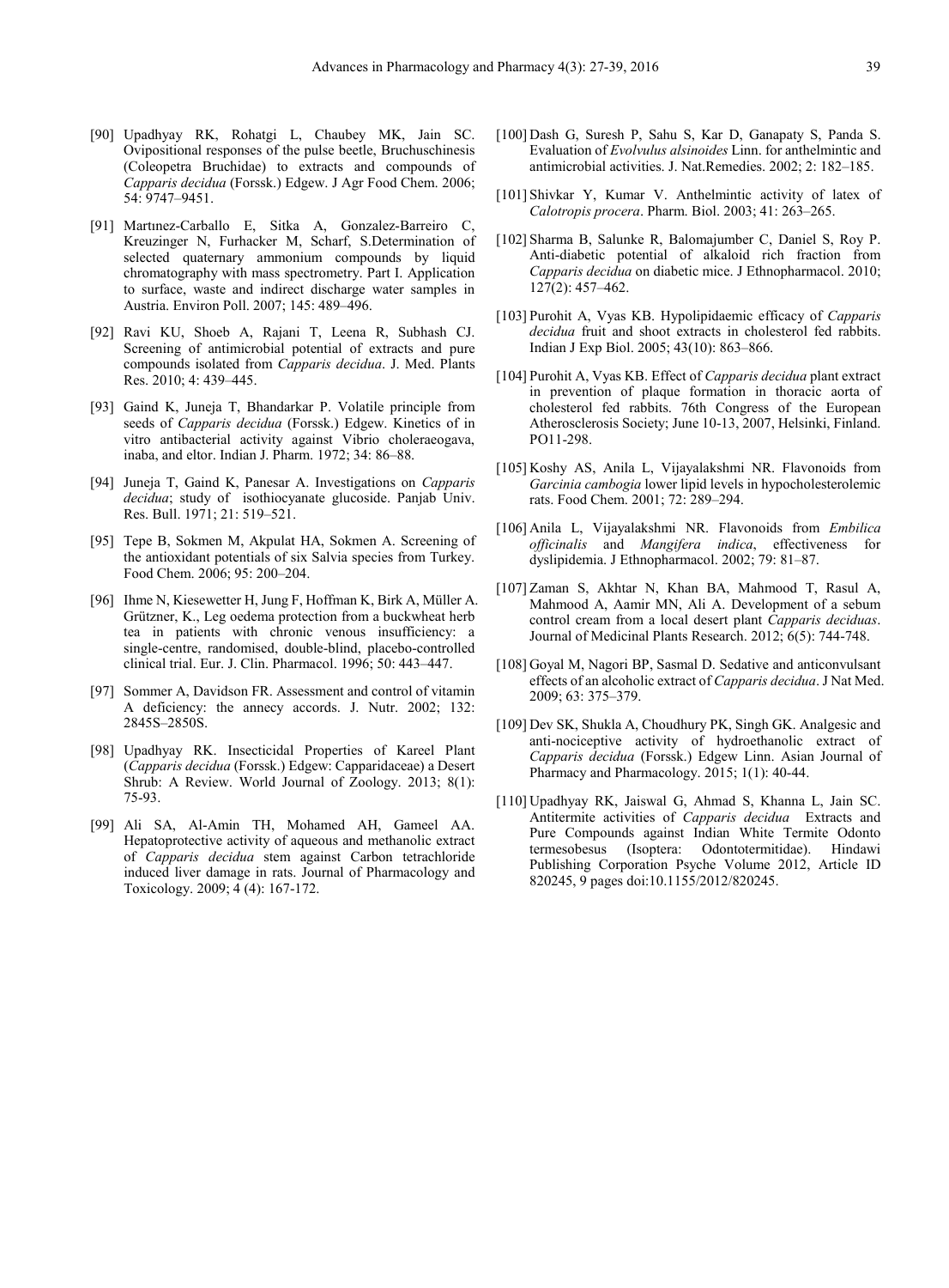[90] Upadhyay RK, Rohatgi L, Chaubey MK, Jain SC. Ovipositional responses of the pulse beetle, Bruchuschinesis (Coleopetra Bruchidae) to extracts and compounds of *Capparis decidua* (Forssk.) Edgew. J Agr Food Chem. 2006; 54: 9747–9451.

[91] Martınez-Carballo E, Sitka A, Gonzalez-Barreiro C, Kreuzinger N, Furhacker M, Scharf, S.Determination of selected quaternary ammonium compounds by liquid chromatography with mass spectrometry. Part I. Application to surface, waste and indirect discharge water samples in Austria. Environ Poll. 2007; 145: 489–496.

[92] Ravi KU, Shoeb A, Rajani T, Leena R, Subhash CJ. Screening of antimicrobial potential of extracts and pure compounds isolated from *Capparis decidua*. J. Med. Plants Res. 2010; 4: 439–445.

[93] Gaind K, Juneja T, Bhandarkar P. Volatile principle from seeds of *Capparis decidua* (Forssk.) Edgew. Kinetics of in vitro antibacterial activity against Vibrio choleraeogava, inaba, and eltor. Indian J. Pharm. 1972; 34: 86–88.

[94] Juneja T, Gaind K, Panesar A. Investigations on *Capparis decidua*; study of isothiocyanate glucoside. Panjab Univ. Res. Bull. 1971; 21: 519–521.

[95] Tepe B, Sokmen M, Akpulat HA, Sokmen A. Screening of the antioxidant potentials of six Salvia species from Turkey. Food Chem. 2006; 95: 200–204.

[96] Ihme N, Kiesewetter H, Jung F, Hoffman K, Birk A, Müller A. Grützner, K., Leg oedema protection from a buckwheat herb tea in patients with chronic venous insufficiency: a single-centre, randomised, double-blind, placebo-controlled clinical trial. Eur. J. Clin. Pharmacol. 1996; 50: 443–447.

[97] Sommer A, Davidson FR. Assessment and control of vitamin A deficiency: the annecy accords. J. Nutr. 2002; 132: 2845S–2850S.

[98] Upadhyay RK. Insecticidal Properties of Kareel Plant (*Capparis decidua* (Forssk.) Edgew: Capparidaceae) a Desert Shrub: A Review. World Journal of Zoology. 2013; 8(1): 75-93.

[99] Ali SA, Al-Amin TH, Mohamed AH, Gameel AA. Hepatoprotective activity of aqueous and methanolic extract of *Capparis decidua* stem against Carbon tetrachloride induced liver damage in rats. Journal of Pharmacology and Toxicology. 2009; 4 (4): 167-172.

[100] Dash G, Suresh P, Sahu S, Kar D, Ganapaty S, Panda S. Evaluation of *Evolvulus alsinoides* Linn. for anthelmintic and antimicrobial activities. J. Nat.Remedies. 2002; 2: 182–185.

[101] Shivkar Y, Kumar V. Anthelmintic activity of latex of *Calotropis procera*. Pharm. Biol. 2003; 41: 263–265.

[102] Sharma B, Salunke R, Balomajumber C, Daniel S, Roy P. Anti-diabetic potential of alkaloid rich fraction from *Capparis decidua* on diabetic mice. J Ethnopharmacol. 2010; 127(2): 457–462.

[103] Purohit A, Vyas KB. Hypolipidaemic efficacy of *Capparis decidua* fruit and shoot extracts in cholesterol fed rabbits. Indian J Exp Biol. 2005; 43(10): 863–866.

[104] Purohit A, Vyas KB. Effect of *Capparis decidua* plant extract in prevention of plaque formation in thoracic aorta of cholesterol fed rabbits. 76th Congress of the European Atherosclerosis Society; June 10-13, 2007, Helsinki, Finland. PO11-298.

[105] Koshy AS, Anila L, Vijayalakshmi NR. Flavonoids from *Garcinia cambogia* lower lipid levels in hypocholesterolemic rats. Food Chem. 2001; 72: 289–294.

[106] Anila L, Vijayalakshmi NR. Flavonoids from *Embilica officinalis* and *Mangifera indica*, effectiveness for dyslipidemia. J Ethnopharmacol. 2002; 79: 81–87.

[107] Zaman S, Akhtar N, Khan BA, Mahmood T, Rasul A, Mahmood A, Aamir MN, Ali A. Development of a sebum control cream from a local desert plant *Capparis deciduas*. Journal of Medicinal Plants Research. 2012; 6(5): 744-748.

[108] Goyal M, Nagori BP, Sasmal D. Sedative and anticonvulsant effects of an alcoholic extract of *Capparis decidua*. J Nat Med. 2009; 63: 375–379.

[109] Dev SK, Shukla A, Choudhury PK, Singh GK. Analgesic and anti-nociceptive activity of hydroethanolic extract of *Capparis decidua* (Forssk.) Edgew Linn. Asian Journal of Pharmacy and Pharmacology. 2015; 1(1): 40-44.

[110] Upadhyay RK, Jaiswal G, Ahmad S, Khanna L, Jain SC. Antitermite activities of *Capparis decidua* Extracts and Pure Compounds against Indian White Termite Odonto termesobesus (Isoptera: Odontotermitidae). Hindawi Publishing Corporation Psyche Volume 2012, Article ID 820245, 9 pages doi:10.1155/2012/820245.